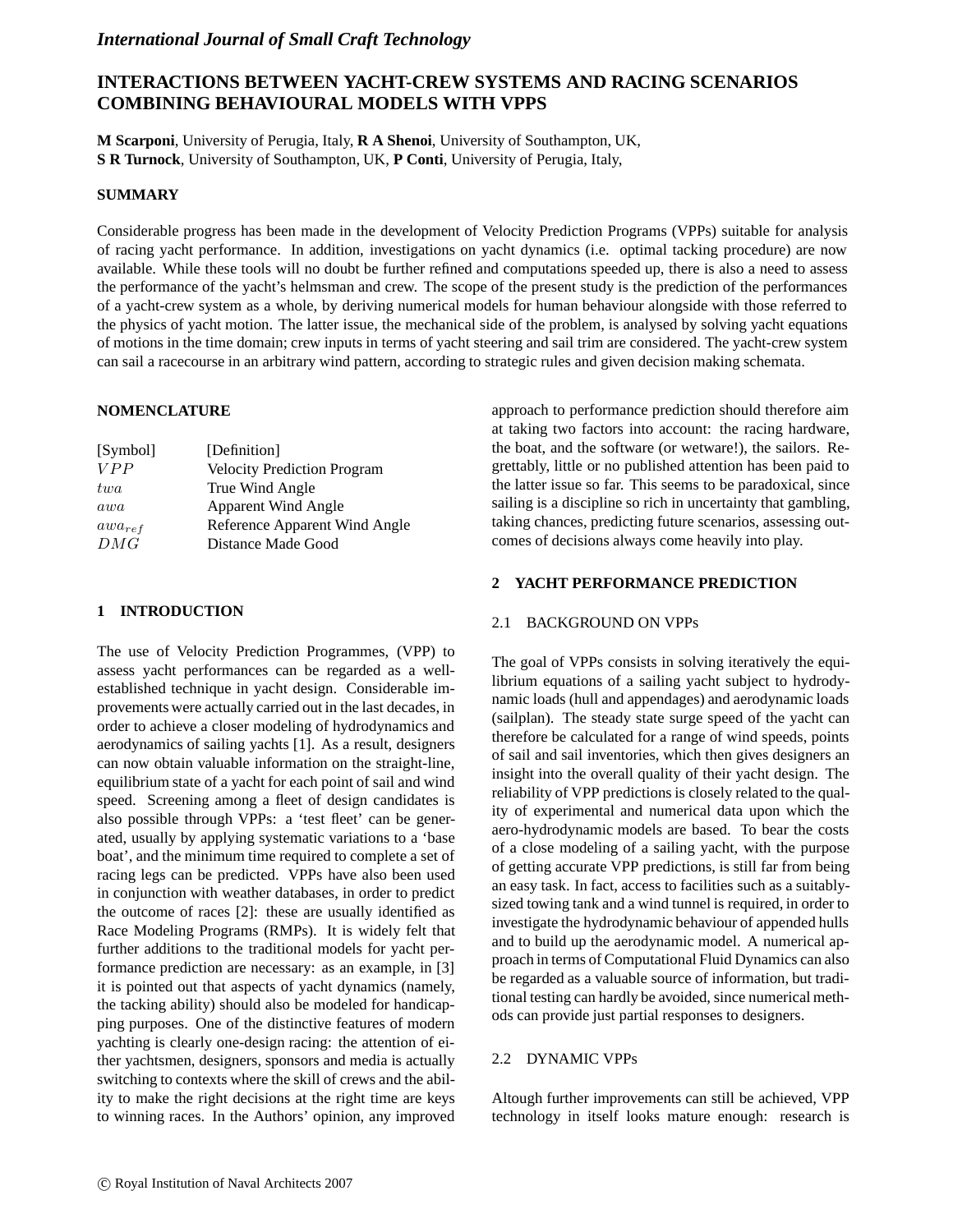*International Journal of Small Craft Technology*

# INTERACTIONS BETWEEN YACHT-CREW SYSTEMS AND RACING SCENARIOS COMBINING BEHAVIOURAL MODELS WITH VPPS

**M Scarponi**, University of Perugia, Italy, **R A Shenoi**, University of Southampton, UK,
**S R Turnock**, University of Southampton, UK, **P Conti**, University of Perugia, Italy,

## SUMMARY

Considerable progress has been made in the development of Velocity Prediction Programs (VPPs) suitable for analysis of racing yacht performance. In addition, investigations on yacht dynamics (i.e. optimal tacking procedure) are now available. While these tools will no doubt be further refined and computations speeded up, there is also a need to assess the performance of the yacht's helmsman and crew. The scope of the present study is the prediction of the performances of a yacht-crew system as a whole, by deriving numerical models for human behaviour alongside with those referred to the physics of yacht motion. The latter issue, the mechanical side of the problem, is analysed by solving yacht equations of motions in the time domain; crew inputs in terms of yacht steering and sail trim are considered. The yacht-crew system can sail a racecourse in an arbitrary wind pattern, according to strategic rules and given decision making schemata.

## NOMENCLATURE

| [Symbol] | [Definition] |
|---|---|
| $VPP$ | Velocity Prediction Program |
| $twa$ | True Wind Angle |
| $awa$ | Apparent Wind Angle |
| $awa_{ref}$ | Reference Apparent Wind Angle |
| $DMG$ | Distance Made Good |

## 1 INTRODUCTION

The use of Velocity Prediction Programmes, (VPP) to assess yacht performances can be regarded as a well-established technique in yacht design. Considerable improvements were actually carried out in the last decades, in order to achieve a closer modeling of hydrodynamics and aerodynamics of sailing yachts [1]. As a result, designers can now obtain valuable information on the straight-line, equilibrium state of a yacht for each point of sail and wind speed. Screening among a fleet of design candidates is also possible through VPPs: a 'test fleet' can be generated, usually by applying systematic variations to a 'base boat', and the minimum time required to complete a set of racing legs can be predicted. VPPs have also been used in conjunction with weather databases, in order to predict the outcome of races [2]: these are usually identified as Race Modeling Programs (RMPs). It is widely felt that further additions to the traditional models for yacht performance prediction are necessary: as an example, in [3] it is pointed out that aspects of yacht dynamics (namely, the tacking ability) should also be modeled for handicapping purposes. One of the distinctive features of modern yachting is clearly one-design racing: the attention of either yachtsmen, designers, sponsors and media is actually switching to contexts where the skill of crews and the ability to make the right decisions at the right time are keys to winning races. In the Authors' opinion, any improved approach to performance prediction should therefore aim at taking two factors into account: the racing hardware, the boat, and the software (or wetware!), the sailors. Regrettably, little or no published attention has been paid to the latter issue so far. This seems to be paradoxical, since sailing is a discipline so rich in uncertainty that gambling, taking chances, predicting future scenarios, assessing outcomes of decisions always come heavily into play.

## 2 YACHT PERFORMANCE PREDICTION

### 2.1 BACKGROUND ON VPPs

The goal of VPPs consists in solving iteratively the equilibrium equations of a sailing yacht subject to hydrodynamic loads (hull and appendages) and aerodynamic loads (sailplan). The steady state surge speed of the yacht can therefore be calculated for a range of wind speeds, points of sail and sail inventories, which then gives designers an insight into the overall quality of their yacht design. The reliability of VPP predictions is closely related to the quality of experimental and numerical data upon which the aero-hydrodynamic models are based. To bear the costs of a close modeling of a sailing yacht, with the purpose of getting accurate VPP predictions, is still far from being an easy task. In fact, access to facilities such as a suitably-sized towing tank and a wind tunnel is required, in order to investigate the hydrodynamic behaviour of appended hulls and to build up the aerodynamic model. A numerical approach in terms of Computational Fluid Dynamics can also be regarded as a valuable source of information, but traditional testing can hardly be avoided, since numerical methods can provide just partial responses to designers.

### 2.2 DYNAMIC VPPs

Altough further improvements can still be achieved, VPP technology in itself looks mature enough: research is

© Royal Institution of Naval Architects 2007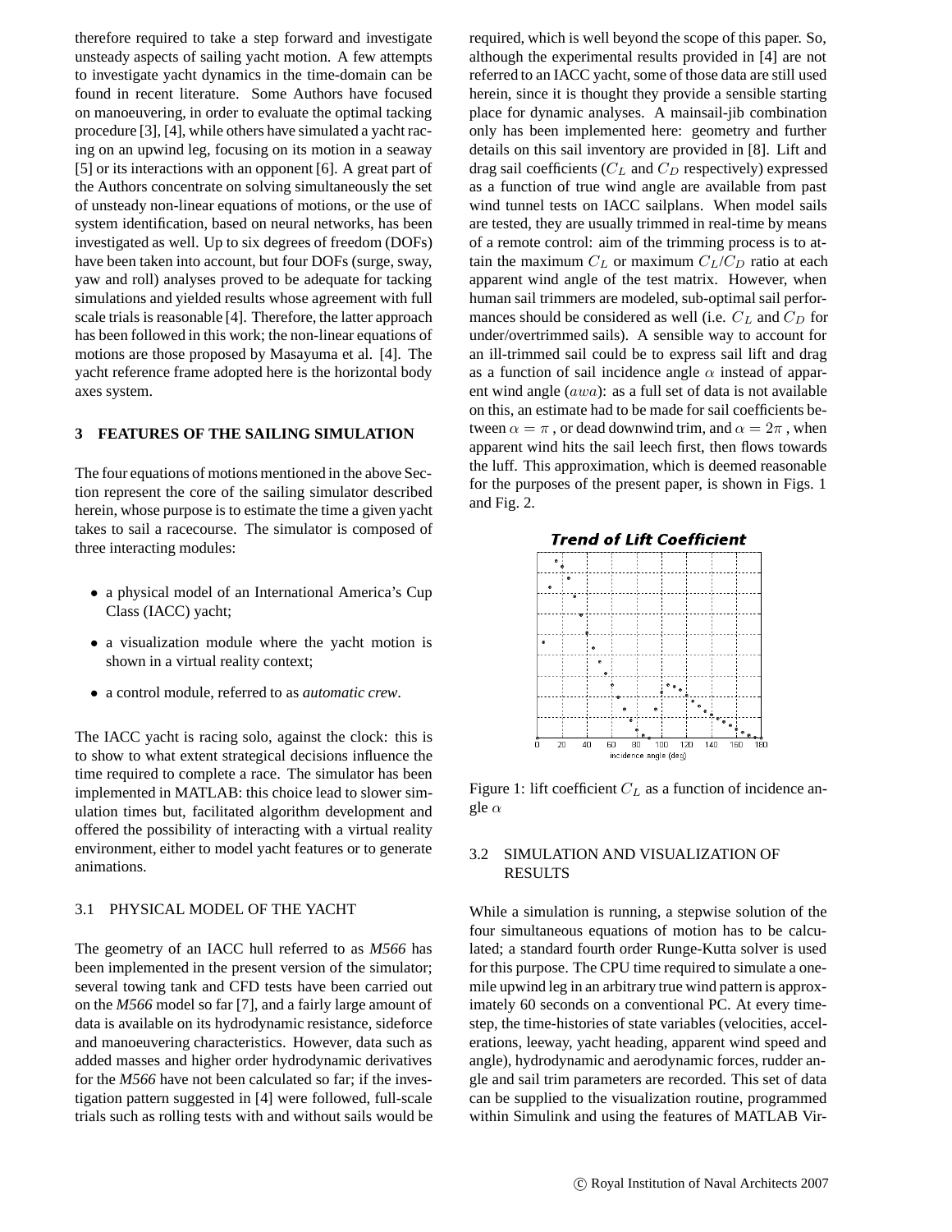therefore required to take a step forward and investigate unsteady aspects of sailing yacht motion. A few attempts to investigate yacht dynamics in the time-domain can be found in recent literature. Some Authors have focused on manoeuvering, in order to evaluate the optimal tacking procedure [3], [4], while others have simulated a yacht racing on an upwind leg, focusing on its motion in a seaway [5] or its interactions with an opponent [6]. A great part of the Authors concentrate on solving simultaneously the set of unsteady non-linear equations of motions, or the use of system identification, based on neural networks, has been investigated as well. Up to six degrees of freedom (DOFs) have been taken into account, but four DOFs (surge, sway, yaw and roll) analyses proved to be adequate for tacking simulations and yielded results whose agreement with full scale trials is reasonable [4]. Therefore, the latter approach has been followed in this work; the non-linear equations of motions are those proposed by Masayuma et al. [4]. The yacht reference frame adopted here is the horizontal body axes system.

## 3 FEATURES OF THE SAILING SIMULATION

The four equations of motions mentioned in the above Section represent the core of the sailing simulator described herein, whose purpose is to estimate the time a given yacht takes to sail a racecourse. The simulator is composed of three interacting modules:

- a physical model of an International America's Cup Class (IACC) yacht;
- a visualization module where the yacht motion is shown in a virtual reality context;
- a control module, referred to as *automatic crew*.

The IACC yacht is racing solo, against the clock: this is to show to what extent strategical decisions influence the time required to complete a race. The simulator has been implemented in MATLAB: this choice lead to slower simulation times but, facilitated algorithm development and offered the possibility of interacting with a virtual reality environment, either to model yacht features or to generate animations.

### 3.1 PHYSICAL MODEL OF THE YACHT

The geometry of an IACC hull referred to as *M566* has been implemented in the present version of the simulator; several towing tank and CFD tests have been carried out on the *M566* model so far [7], and a fairly large amount of data is available on its hydrodynamic resistance, sideforce and manoeuvering characteristics. However, data such as added masses and higher order hydrodynamic derivatives for the *M566* have not been calculated so far; if the investigation pattern suggested in [4] were followed, full-scale trials such as rolling tests with and without sails would be required, which is well beyond the scope of this paper. So, although the experimental results provided in [4] are not referred to an IACC yacht, some of those data are still used herein, since it is thought they provide a sensible starting place for dynamic analyses. A mainsail-jib combination only has been implemented here: geometry and further details on this sail inventory are provided in [8]. Lift and drag sail coefficients ($C_L$ and $C_D$ respectively) expressed as a function of true wind angle are available from past wind tunnel tests on IACC sailplans. When model sails are tested, they are usually trimmed in real-time by means of a remote control: aim of the trimming process is to attain the maximum $C_L$ or maximum $C_L/C_D$ ratio at each apparent wind angle of the test matrix. However, when human sail trimmers are modeled, sub-optimal sail performances should be considered as well (i.e. $C_L$ and $C_D$ for under/overtrimmed sails). A sensible way to account for an ill-trimmed sail could be to express sail lift and drag as a function of sail incidence angle $\alpha$ instead of apparent wind angle ($awa$): as a full set of data is not available on this, an estimate had to be made for sail coefficients between $\alpha = \pi$ , or dead downwind trim, and $\alpha = 2\pi$ , when apparent wind hits the sail leech first, then flows towards the luff. This approximation, which is deemed reasonable for the purposes of the present paper, is shown in Figs. 1 and Fig. 2.

Figure 1: lift coefficient $C_L$ as a function of incidence angle $\alpha$

### 3.2 SIMULATION AND VISUALIZATION OF RESULTS

While a simulation is running, a stepwise solution of the four simultaneous equations of motion has to be calculated; a standard fourth order Runge-Kutta solver is used for this purpose. The CPU time required to simulate a one-mile upwind leg in an arbitrary true wind pattern is approximately 60 seconds on a conventional PC. At every time-step, the time-histories of state variables (velocities, accelerations, leeway, yacht heading, apparent wind speed and angle), hydrodynamic and aerodynamic forces, rudder angle and sail trim parameters are recorded. This set of data can be supplied to the visualization routine, programmed within Simulink and using the features of MATLAB Vir-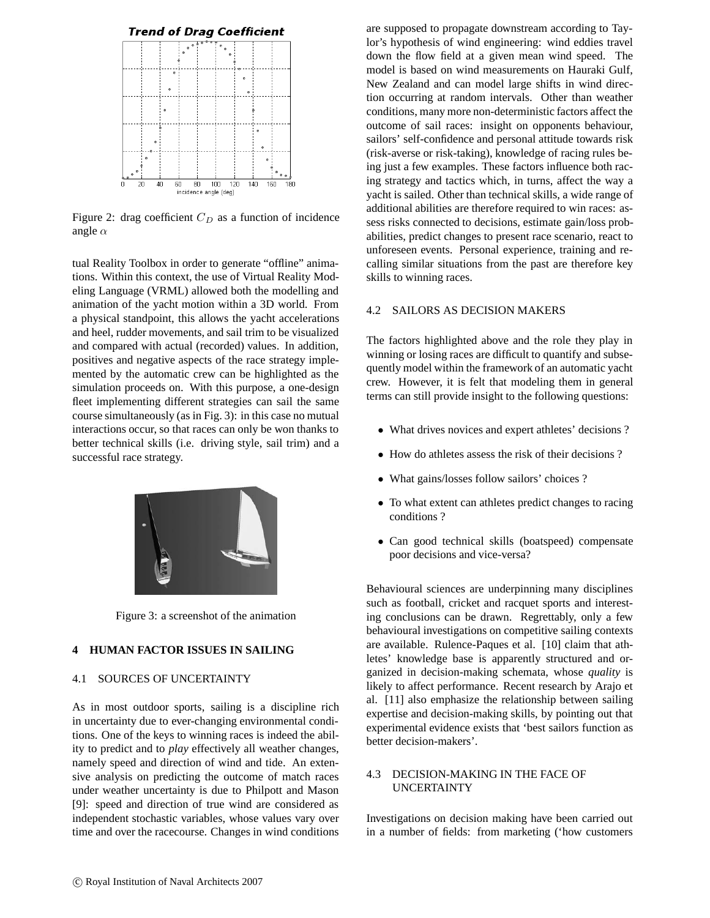Figure 2: drag coefficient $C_D$ as a function of incidence angle $\alpha$

tual Reality Toolbox in order to generate "offline" animations. Within this context, the use of Virtual Reality Modeling Language (VRML) allowed both the modelling and animation of the yacht motion within a 3D world. From a physical standpoint, this allows the yacht accelerations and heel, rudder movements, and sail trim to be visualized and compared with actual (recorded) values. In addition, positives and negative aspects of the race strategy implemented by the automatic crew can be highlighted as the simulation proceeds on. With this purpose, a one-design fleet implementing different strategies can sail the same course simultaneously (as in Fig. 3): in this case no mutual interactions occur, so that races can only be won thanks to better technical skills (i.e. driving style, sail trim) and a successful race strategy.

Figure 3: a screenshot of the animation

## 4 HUMAN FACTOR ISSUES IN SAILING

### 4.1 SOURCES OF UNCERTAINTY

As in most outdoor sports, sailing is a discipline rich in uncertainty due to ever-changing environmental conditions. One of the keys to winning races is indeed the ability to predict and to *play* effectively all weather changes, namely speed and direction of wind and tide. An extensive analysis on predicting the outcome of match races under weather uncertainty is due to Philpott and Mason [9]: speed and direction of true wind are considered as independent stochastic variables, whose values vary over time and over the racecourse. Changes in wind conditions are supposed to propagate downstream according to Taylor's hypothesis of wind engineering: wind eddies travel down the flow field at a given mean wind speed. The model is based on wind measurements on Hauraki Gulf, New Zealand and can model large shifts in wind direction occurring at random intervals. Other than weather conditions, many more non-deterministic factors affect the outcome of sail races: insight on opponents behaviour, sailors' self-confidence and personal attitude towards risk (risk-averse or risk-taking), knowledge of racing rules being just a few examples. These factors influence both racing strategy and tactics which, in turns, affect the way a yacht is sailed. Other than technical skills, a wide range of additional abilities are therefore required to win races: assess risks connected to decisions, estimate gain/loss probabilities, predict changes to present race scenario, react to unforeseen events. Personal experience, training and recalling similar situations from the past are therefore key skills to winning races.

### 4.2 SAILORS AS DECISION MAKERS

The factors highlighted above and the role they play in winning or losing races are difficult to quantify and subsequently model within the framework of an automatic yacht crew. However, it is felt that modeling them in general terms can still provide insight to the following questions:

- What drives novices and expert athletes' decisions ?
- How do athletes assess the risk of their decisions ?
- What gains/losses follow sailors' choices ?
- To what extent can athletes predict changes to racing conditions ?
- Can good technical skills (boatspeed) compensate poor decisions and vice-versa?

Behavioural sciences are underpinning many disciplines such as football, cricket and racquet sports and interesting conclusions can be drawn. Regrettably, only a few behavioural investigations on competitive sailing contexts are available. Rulence-Paques et al. [10] claim that athletes' knowledge base is apparently structured and organized in decision-making schemata, whose *quality* is likely to affect performance. Recent research by Arajo et al. [11] also emphasize the relationship between sailing expertise and decision-making skills, by pointing out that experimental evidence exists that 'best sailors function as better decision-makers'.

### 4.3 DECISION-MAKING IN THE FACE OF UNCERTAINTY

Investigations on decision making have been carried out in a number of fields: from marketing ('how customers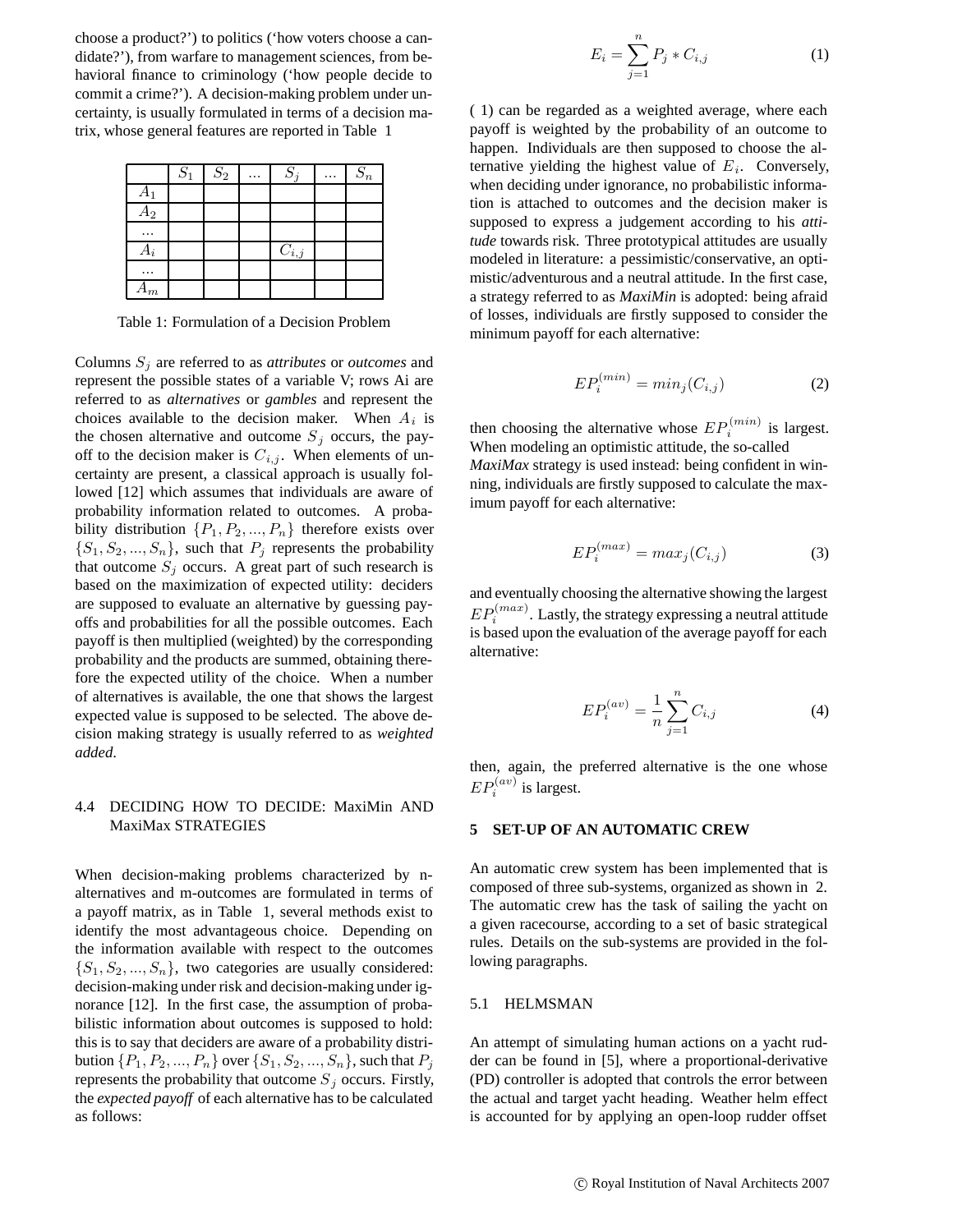choose a product?') to politics ('how voters choose a candidate?'), from warfare to management sciences, from behavioral finance to criminology ('how people decide to commit a crime?'). A decision-making problem under uncertainty, is usually formulated in terms of a decision matrix, whose general features are reported in Table 1

| | $S_1$ | $S_2$ | ... | $S_j$ | ... | $S_n$ |
|---|---|---|---|---|---|---|
| $A_1$ | | | | | | |
| $A_2$ | | | | | | |
| ... | | | | | | |
| $A_i$ | | | | $C_{i,j}$ | | |
| ... | | | | | | |
| $A_m$ | | | | | | |

Table 1: Formulation of a Decision Problem

Columns $S_j$ are referred to as *attributes* or *outcomes* and represent the possible states of a variable V; rows Ai are referred to as *alternatives* or *gambles* and represent the choices available to the decision maker. When $A_i$ is the chosen alternative and outcome $S_j$ occurs, the payoff to the decision maker is $C_{i,j}$. When elements of uncertainty are present, a classical approach is usually followed [12] which assumes that individuals are aware of probability information related to outcomes. A probability distribution $\{P_1, P_2, ..., P_n\}$ therefore exists over $\{S_1, S_2, ..., S_n\}$, such that $P_j$ represents the probability that outcome $S_j$ occurs. A great part of such research is based on the maximization of expected utility: deciders are supposed to evaluate an alternative by guessing payoffs and probabilities for all the possible outcomes. Each payoff is then multiplied (weighted) by the corresponding probability and the products are summed, obtaining therefore the expected utility of the choice. When a number of alternatives is available, the one that shows the largest expected value is supposed to be selected. The above decision making strategy is usually referred to as *weighted added*.

### 4.4 DECIDING HOW TO DECIDE: MaxiMin AND MaxiMax STRATEGIES

When decision-making problems characterized by n-alternatives and m-outcomes are formulated in terms of a payoff matrix, as in Table 1, several methods exist to identify the most advantageous choice. Depending on the information available with respect to the outcomes $\{S_1, S_2, ..., S_n\}$, two categories are usually considered: decision-making under risk and decision-making under ignorance [12]. In the first case, the assumption of probabilistic information about outcomes is supposed to hold: this is to say that deciders are aware of a probability distribution $\{P_1, P_2, ..., P_n\}$ over $\{S_1, S_2, ..., S_n\}$, such that $P_j$ represents the probability that outcome $S_j$ occurs. Firstly, the *expected payoff* of each alternative has to be calculated as follows:

$$E_i = \sum_{j=1}^{n} P_j * C_{i,j} \quad (1)$$

( 1) can be regarded as a weighted average, where each payoff is weighted by the probability of an outcome to happen. Individuals are then supposed to choose the alternative yielding the highest value of $E_i$. Conversely, when deciding under ignorance, no probabilistic information is attached to outcomes and the decision maker is supposed to express a judgement according to his *attitude* towards risk. Three prototypical attitudes are usually modeled in literature: a pessimistic/conservative, an optimistic/adventurous and a neutral attitude. In the first case, a strategy referred to as *MaxiMin* is adopted: being afraid of losses, individuals are firstly supposed to consider the minimum payoff for each alternative:

$$EP_i^{(min)} = min_j(C_{i,j}) \quad (2)$$

then choosing the alternative whose $EP_i^{(min)}$ is largest. When modeling an optimistic attitude, the so-called *MaxiMax* strategy is used instead: being confident in winning, individuals are firstly supposed to calculate the maximum payoff for each alternative:

$$EP_i^{(max)} = max_j(C_{i,j}) \quad (3)$$

and eventually choosing the alternative showing the largest $EP_i^{(max)}$. Lastly, the strategy expressing a neutral attitude is based upon the evaluation of the average payoff for each alternative:

$$EP_i^{(av)} = \frac{1}{n}\sum_{j=1}^{n} C_{i,j} \quad (4)$$

then, again, the preferred alternative is the one whose $EP_i^{(av)}$ is largest.

## 5 SET-UP OF AN AUTOMATIC CREW

An automatic crew system has been implemented that is composed of three sub-systems, organized as shown in 2. The automatic crew has the task of sailing the yacht on a given racecourse, according to a set of basic strategical rules. Details on the sub-systems are provided in the following paragraphs.

### 5.1 HELMSMAN

An attempt of simulating human actions on a yacht rudder can be found in [5], where a proportional-derivative (PD) controller is adopted that controls the error between the actual and target yacht heading. Weather helm effect is accounted for by applying an open-loop rudder offset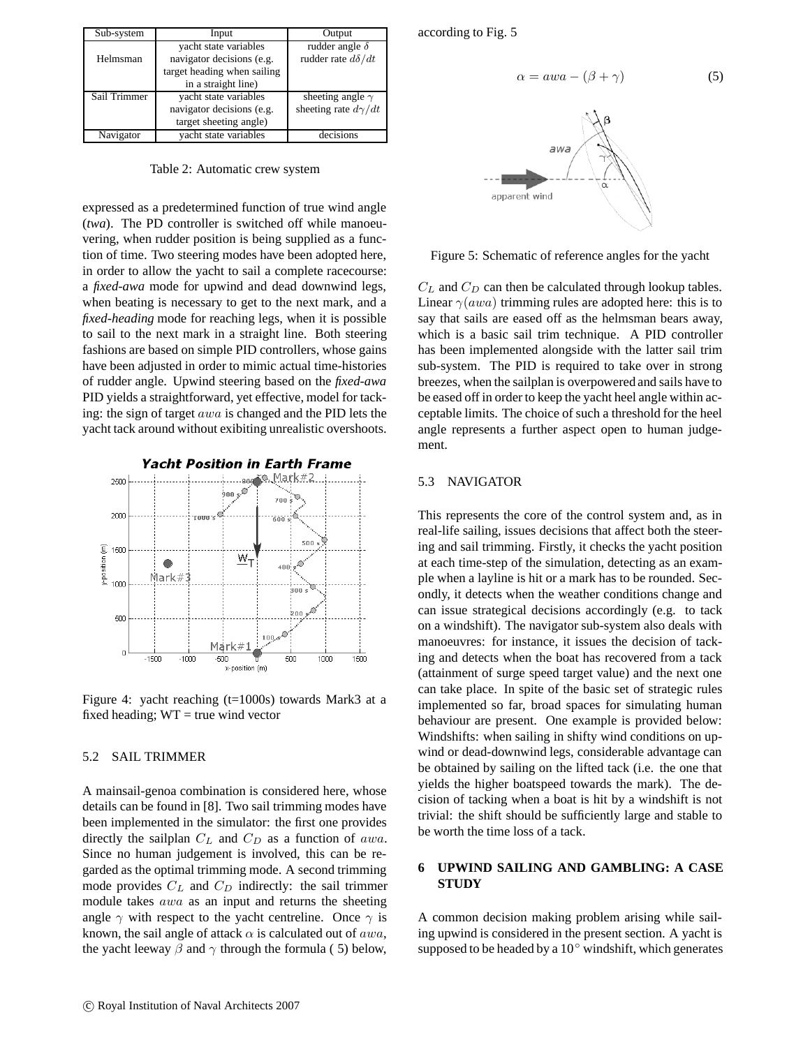| Sub-system | Input | Output |
|---|---|---|
| Helmsman | yacht state variables navigator decisions (e.g. target heading when sailing in a straight line) | rudder angle $\delta$ rudder rate $d\delta/dt$ |
| Sail Trimmer | yacht state variables navigator decisions (e.g. target sheeting angle) | sheeting angle $\gamma$ sheeting rate $d\gamma/dt$ |
| Navigator | yacht state variables | decisions |

Table 2: Automatic crew system

expressed as a predetermined function of true wind angle (*twa*). The PD controller is switched off while manoeuvering, when rudder position is being supplied as a function of time. Two steering modes have been adopted here, in order to allow the yacht to sail a complete racecourse: a ***fixed-awa*** mode for upwind and dead downwind legs, when beating is necessary to get to the next mark, and a ***fixed-heading*** mode for reaching legs, when it is possible to sail to the next mark in a straight line. Both steering fashions are based on simple PID controllers, whose gains have been adjusted in order to mimic actual time-histories of rudder angle. Upwind steering based on the ***fixed-awa*** PID yields a straightforward, yet effective, model for tacking: the sign of target $awa$ is changed and the PID lets the yacht tack around without exhibiting unrealistic overshoots.

Figure 4: yacht reaching (t=1000s) towards Mark3 at a fixed heading; WT = true wind vector

### 5.2 SAIL TRIMMER

A mainsail-genoa combination is considered here, whose details can be found in [8]. Two sail trimming modes have been implemented in the simulator: the first one provides directly the sailplan $C_L$ and $C_D$ as a function of $awa$. Since no human judgement is involved, this can be regarded as the optimal trimming mode. A second trimming mode provides $C_L$ and $C_D$ indirectly: the sail trimmer module takes $awa$ as an input and returns the sheeting angle $\gamma$ with respect to the yacht centreline. Once $\gamma$ is known, the sail angle of attack $\alpha$ is calculated out of $awa$, the yacht leeway $\beta$ and $\gamma$ through the formula ( 5) below, according to Fig. 5

$$\alpha = awa - (\beta + \gamma) \tag{5}$$

Figure 5: Schematic of reference angles for the yacht

$C_L$ and $C_D$ can then be calculated through lookup tables. Linear $\gamma(awa)$ trimming rules are adopted here: this is to say that sails are eased off as the helmsman bears away, which is a basic sail trim technique. A PID controller has been implemented alongside with the latter sail trim sub-system. The PID is required to take over in strong breezes, when the sailplan is overpowered and sails have to be eased off in order to keep the yacht heel angle within acceptable limits. The choice of such a threshold for the heel angle represents a further aspect open to human judgement.

### 5.3 NAVIGATOR

This represents the core of the control system and, as in real-life sailing, issues decisions that affect both the steering and sail trimming. Firstly, it checks the yacht position at each time-step of the simulation, detecting as an example when a layline is hit or a mark has to be rounded. Secondly, it detects when the weather conditions change and can issue strategical decisions accordingly (e.g. to tack on a windshift). The navigator sub-system also deals with manoeuvres: for instance, it issues the decision of tacking and detects when the boat has recovered from a tack (attainment of surge speed target value) and the next one can take place. In spite of the basic set of strategic rules implemented so far, broad spaces for simulating human behaviour are present. One example is provided below: Windshifts: when sailing in shifty wind conditions on upwind or dead-downwind legs, considerable advantage can be obtained by sailing on the lifted tack (i.e. the one that yields the higher boatspeed towards the mark). The decision of tacking when a boat is hit by a windshift is not trivial: the shift should be sufficiently large and stable to be worth the time loss of a tack.

## 6 UPWIND SAILING AND GAMBLING: A CASE STUDY

A common decision making problem arising while sailing upwind is considered in the present section. A yacht is supposed to be headed by a $10^\circ$ windshift, which generates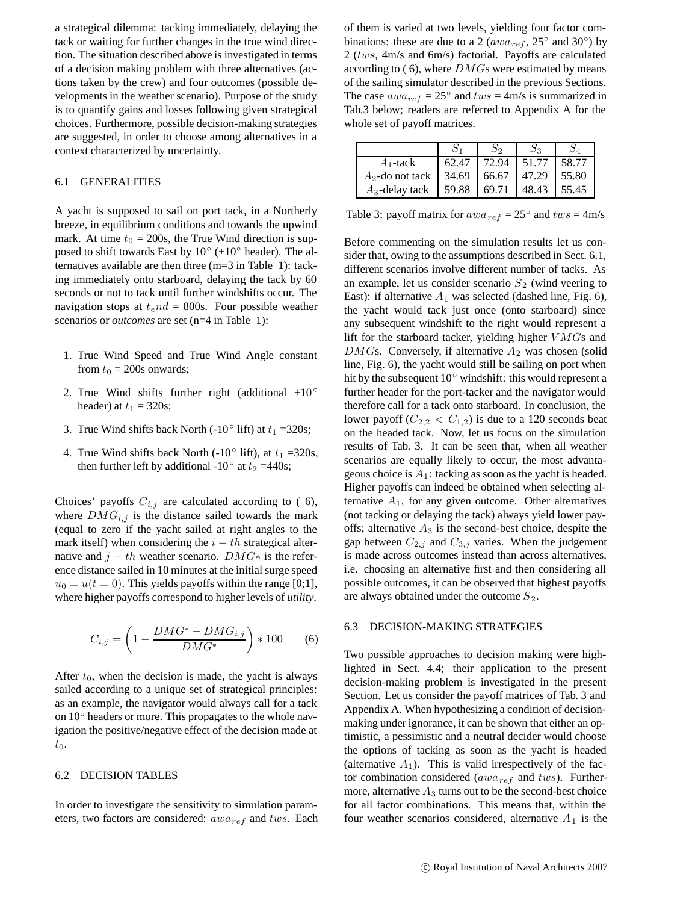a strategical dilemma: tacking immediately, delaying the tack or waiting for further changes in the true wind direction. The situation described above is investigated in terms of a decision making problem with three alternatives (actions taken by the crew) and four outcomes (possible developments in the weather scenario). Purpose of the study is to quantify gains and losses following given strategical choices. Furthermore, possible decision-making strategies are suggested, in order to choose among alternatives in a context characterized by uncertainty.

### 6.1 GENERALITIES

A yacht is supposed to sail on port tack, in a Northerly breeze, in equilibrium conditions and towards the upwind mark. At time $t_0$ = 200s, the True Wind direction is supposed to shift towards East by $10^\circ$ ($+10^\circ$ header). The alternatives available are then three (m=3 in Table 1): tacking immediately onto starboard, delaying the tack by 60 seconds or not to tack until further windshifts occur. The navigation stops at $t_end$ = 800s. Four possible weather scenarios or *outcomes* are set (n=4 in Table 1):

1. True Wind Speed and True Wind Angle constant from $t_0$ = 200s onwards;
2. True Wind shifts further right (additional $+10^\circ$ header) at $t_1$ = 320s;
3. True Wind shifts back North ($-10^\circ$ lift) at $t_1$ =320s;
4. True Wind shifts back North ($-10^\circ$ lift), at $t_1$ =320s, then further left by additional $-10^\circ$ at $t_2$ =440s;

Choices' payoffs $C_{i,j}$ are calculated according to ( 6), where $DMG_{i,j}$ is the distance sailed towards the mark (equal to zero if the yacht sailed at right angles to the mark itself) when considering the $i-th$ strategical alternative and $j-th$ weather scenario. $DMG*$ is the reference distance sailed in 10 minutes at the initial surge speed $u_0 = u(t=0)$. This yields payoffs within the range [0;1], where higher payoffs correspond to higher levels of *utility*.

$$C_{i,j} = \left(1 - \frac{DMG^* - DMG_{i,j}}{DMG^*}\right) * 100 \qquad (6)$$

After $t_0$, when the decision is made, the yacht is always sailed according to a unique set of strategical principles: as an example, the navigator would always call for a tack on $10^\circ$ headers or more. This propagates to the whole navigation the positive/negative effect of the decision made at $t_0$.

### 6.2 DECISION TABLES

In order to investigate the sensitivity to simulation parameters, two factors are considered: $awa_{ref}$ and $tws$. Each of them is varied at two levels, yielding four factor combinations: these are due to a 2 ($awa_{ref}$, $25^\circ$ and $30^\circ$) by 2 ($tws$, 4m/s and 6m/s) factorial. Payoffs are calculated according to ( 6), where $DMG$s were estimated by means of the sailing simulator described in the previous Sections. The case $awa_{ref}$ = $25^\circ$ and $tws$ = 4m/s is summarized in Tab.3 below; readers are referred to Appendix A for the whole set of payoff matrices.

| | $S_1$ | $S_2$ | $S_3$ | $S_4$ |
|---|---|---|---|---|
| $A_1$-tack | 62.47 | 72.94 | 51.77 | 58.77 |
| $A_2$-do not tack | 34.69 | 66.67 | 47.29 | 55.80 |
| $A_3$-delay tack | 59.88 | 69.71 | 48.43 | 55.45 |

Table 3: payoff matrix for $awa_{ref}$ = $25^\circ$ and $tws$ = 4m/s

Before commenting on the simulation results let us consider that, owing to the assumptions described in Sect. 6.1, different scenarios involve different number of tacks. As an example, let us consider scenario $S_2$ (wind veering to East): if alternative $A_1$ was selected (dashed line, Fig. 6), the yacht would tack just once (onto starboard) since any subsequent windshift to the right would represent a lift for the starboard tacker, yielding higher $VMG$s and $DMG$s. Conversely, if alternative $A_2$ was chosen (solid line, Fig. 6), the yacht would still be sailing on port when hit by the subsequent $10^\circ$ windshift: this would represent a further header for the port-tacker and the navigator would therefore call for a tack onto starboard. In conclusion, the lower payoff ($C_{2,2} < C_{1,2}$) is due to a 120 seconds beat on the headed tack. Now, let us focus on the simulation results of Tab. 3. It can be seen that, when all weather scenarios are equally likely to occur, the most advantageous choice is $A_1$: tacking as soon as the yacht is headed. Higher payoffs can indeed be obtained when selecting alternative $A_1$, for any given outcome. Other alternatives (not tacking or delaying the tack) always yield lower payoffs; alternative $A_3$ is the second-best choice, despite the gap between $C_{2,j}$ and $C_{3,j}$ varies. When the judgement is made across outcomes instead than across alternatives, i.e. choosing an alternative first and then considering all possible outcomes, it can be observed that highest payoffs are always obtained under the outcome $S_2$.

### 6.3 DECISION-MAKING STRATEGIES

Two possible approaches to decision making were highlighted in Sect. 4.4; their application to the present decision-making problem is investigated in the present Section. Let us consider the payoff matrices of Tab. 3 and Appendix A. When hypothesizing a condition of decision-making under ignorance, it can be shown that either an optimistic, a pessimistic and a neutral decider would choose the options of tacking as soon as the yacht is headed (alternative $A_1$). This is valid irrespectively of the factor combination considered ($awa_{ref}$ and $tws$). Furthermore, alternative $A_3$ turns out to be the second-best choice for all factor combinations. This means that, within the four weather scenarios considered, alternative $A_1$ is the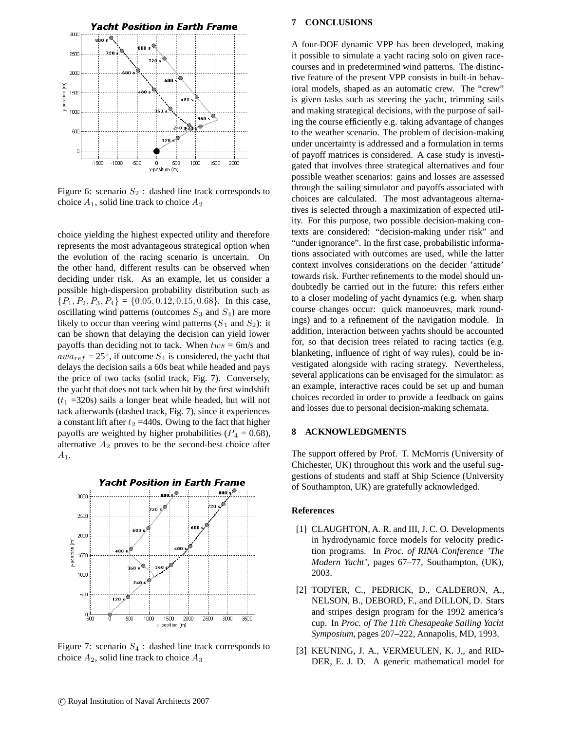Figure 6: scenario $S_2$ : dashed line track corresponds to choice $A_1$, solid line track to choice $A_2$

choice yielding the highest expected utility and therefore represents the most advantageous strategical option when the evolution of the racing scenario is uncertain. On the other hand, different results can be observed when deciding under risk. As an example, let us consider a possible high-dispersion probability distribution such as $\{P_1, P_2, P_3, P_4\} = \{0.05, 0.12, 0.15, 0.68\}$. In this case, oscillating wind patterns (outcomes $S_3$ and $S_4$) are more likely to occur than veering wind patterns ($S_1$ and $S_2$): it can be shown that delaying the decision can yield lower payoffs than deciding not to tack. When $tws$ = 6m/s and $awa_{ref}$ = 25°, if outcome $S_4$ is considered, the yacht that delays the decision sails a 60s beat while headed and pays the price of two tacks (solid track, Fig. 7). Conversely, the yacht that does not tack when hit by the first windshift ($t_1$ =320s) sails a longer beat while headed, but will not tack afterwards (dashed track, Fig. 7), since it experiences a constant lift after $t_2$ =440s. Owing to the fact that higher payoffs are weighted by higher probabilities ($P_4$ = 0.68), alternative $A_2$ proves to be the second-best choice after $A_1$.

Figure 7: scenario $S_4$ : dashed line track corresponds to choice $A_2$, solid line track to choice $A_3$

## 7 CONCLUSIONS

A four-DOF dynamic VPP has been developed, making it possible to simulate a yacht racing solo on given race-courses and in predetermined wind patterns. The distinctive feature of the present VPP consists in built-in behavioral models, shaped as an automatic crew. The "crew" is given tasks such as steering the yacht, trimming sails and making strategical decisions, with the purpose of sailing the course efficiently e.g. taking advantage of changes to the weather scenario. The problem of decision-making under uncertainty is addressed and a formulation in terms of payoff matrices is considered. A case study is investigated that involves three strategical alternatives and four possible weather scenarios: gains and losses are assessed through the sailing simulator and payoffs associated with choices are calculated. The most advantageous alternatives is selected through a maximization of expected utility. For this purpose, two possible decision-making contexts are considered: "decision-making under risk" and "under ignorance". In the first case, probabilistic informations associated with outcomes are used, while the latter context involves considerations on the decider 'attitude' towards risk. Further refinements to the model should undoubtedly be carried out in the future: this refers either to a closer modeling of yacht dynamics (e.g. when sharp course changes occur: quick manoeuvres, mark roundings) and to a refinement of the navigation module. In addition, interaction between yachts should be accounted for, so that decision trees related to racing tactics (e.g. blanketing, influence of right of way rules), could be investigated alongside with racing strategy. Nevertheless, several applications can be envisaged for the simulator: as an example, interactive races could be set up and human choices recorded in order to provide a feedback on gains and losses due to personal decision-making schemata.

## 8 ACKNOWLEDGMENTS

The support offered by Prof. T. McMorris (University of Chichester, UK) throughout this work and the useful suggestions of students and staff at Ship Science (University of Southampton, UK) are gratefully acknowledged.

### References

[1] CLAUGHTON, A. R. and III, J. C. O. Developments in hydrodynamic force models for velocity prediction programs. In *Proc. of RINA Conference 'The Modern Yacht'*, pages 67–77, Southampton, (UK), 2003.

[2] TODTER, C., PEDRICK, D., CALDERON, A., NELSON, B., DEBORD, F., and DILLON, D. Stars and stripes design program for the 1992 america's cup. In *Proc. of The 11th Chesapeake Sailing Yacht Symposium*, pages 207–222, Annapolis, MD, 1993.

[3] KEUNING, J. A., VERMEULEN, K. J., and RIDDER, E. J. D. A generic mathematical model for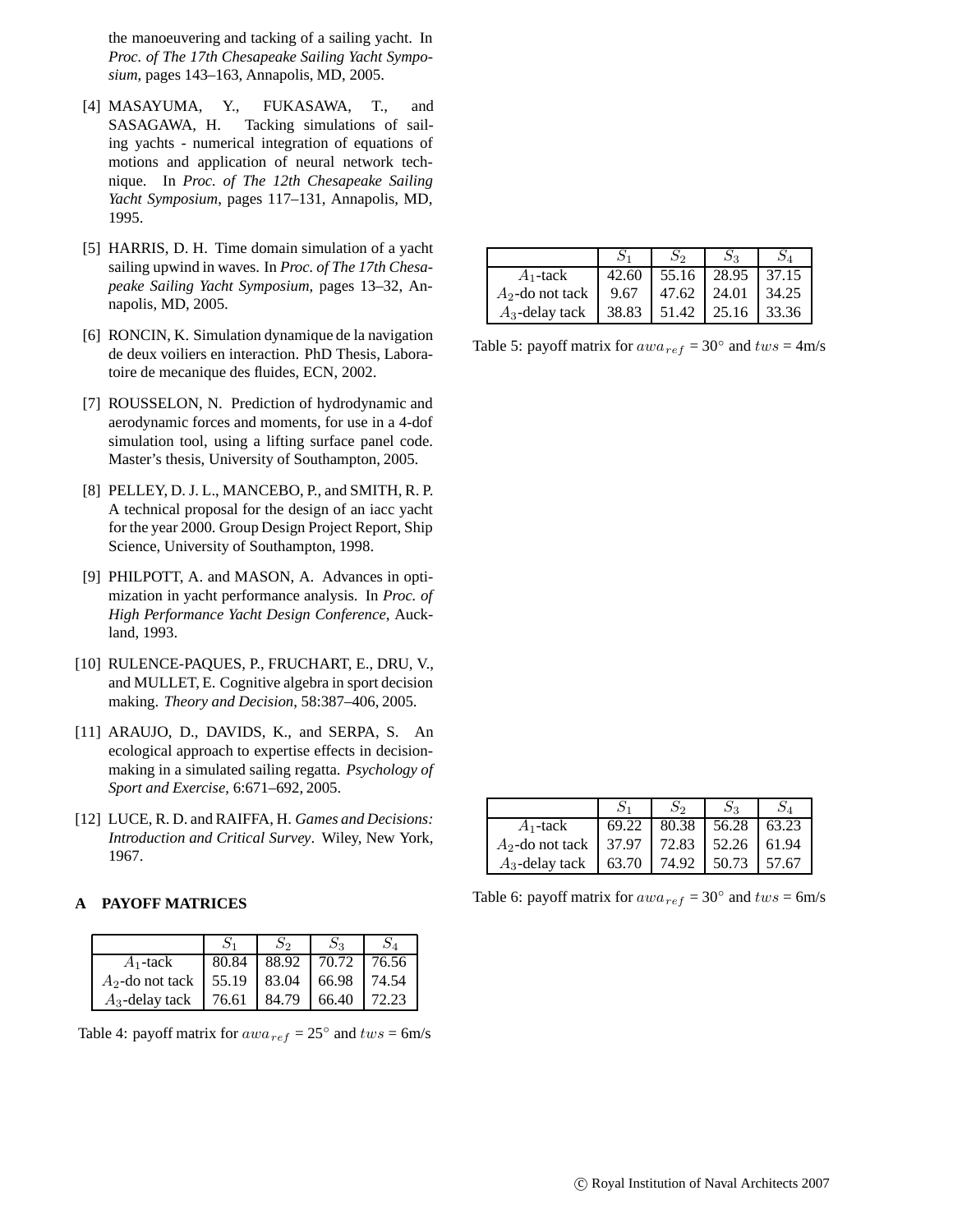the manoeuvering and tacking of a sailing yacht. In *Proc. of The 17th Chesapeake Sailing Yacht Symposium*, pages 143–163, Annapolis, MD, 2005.

[4] MASAYUMA, Y., FUKASAWA, T., and SASAGAWA, H. Tacking simulations of sailing yachts - numerical integration of equations of motions and application of neural network technique. In *Proc. of The 12th Chesapeake Sailing Yacht Symposium*, pages 117–131, Annapolis, MD, 1995.

[5] HARRIS, D. H. Time domain simulation of a yacht sailing upwind in waves. In *Proc. of The 17th Chesapeake Sailing Yacht Symposium*, pages 13–32, Annapolis, MD, 2005.

[6] RONCIN, K. Simulation dynamique de la navigation de deux voiliers en interaction. PhD Thesis, Laboratoire de mecanique des fluides, ECN, 2002.

[7] ROUSSELON, N. Prediction of hydrodynamic and aerodynamic forces and moments, for use in a 4-dof simulation tool, using a lifting surface panel code. Master's thesis, University of Southampton, 2005.

[8] PELLEY, D. J. L., MANCEBO, P., and SMITH, R. P. A technical proposal for the design of an iacc yacht for the year 2000. Group Design Project Report, Ship Science, University of Southampton, 1998.

[9] PHILPOTT, A. and MASON, A. Advances in optimization in yacht performance analysis. In *Proc. of High Performance Yacht Design Conference*, Auckland, 1993.

[10] RULENCE-PAQUES, P., FRUCHART, E., DRU, V., and MULLET, E. Cognitive algebra in sport decision making. *Theory and Decision*, 58:387–406, 2005.

[11] ARAUJO, D., DAVIDS, K., and SERPA, S. An ecological approach to expertise effects in decision-making in a simulated sailing regatta. *Psychology of Sport and Exercise*, 6:671–692, 2005.

[12] LUCE, R. D. and RAIFFA, H. *Games and Decisions: Introduction and Critical Survey*. Wiley, New York, 1967.

## A PAYOFF MATRICES

| | $S_1$ | $S_2$ | $S_3$ | $S_4$ |
|---|---|---|---|---|
| $A_1$-tack | 80.84 | 88.92 | 70.72 | 76.56 |
| $A_2$-do not tack | 55.19 | 83.04 | 66.98 | 74.54 |
| $A_3$-delay tack | 76.61 | 84.79 | 66.40 | 72.23 |

Table 4: payoff matrix for $awa_{ref}$ = 25° and $tws$ = 6m/s

| | $S_1$ | $S_2$ | $S_3$ | $S_4$ |
|---|---|---|---|---|
| $A_1$-tack | 42.60 | 55.16 | 28.95 | 37.15 |
| $A_2$-do not tack | 9.67 | 47.62 | 24.01 | 34.25 |
| $A_3$-delay tack | 38.83 | 51.42 | 25.16 | 33.36 |

Table 5: payoff matrix for $awa_{ref}$ = 30° and $tws$ = 4m/s

| | $S_1$ | $S_2$ | $S_3$ | $S_4$ |
|---|---|---|---|---|
| $A_1$-tack | 69.22 | 80.38 | 56.28 | 63.23 |
| $A_2$-do not tack | 37.97 | 72.83 | 52.26 | 61.94 |
| $A_3$-delay tack | 63.70 | 74.92 | 50.73 | 57.67 |

Table 6: payoff matrix for $awa_{ref}$ = 30° and $tws$ = 6m/s